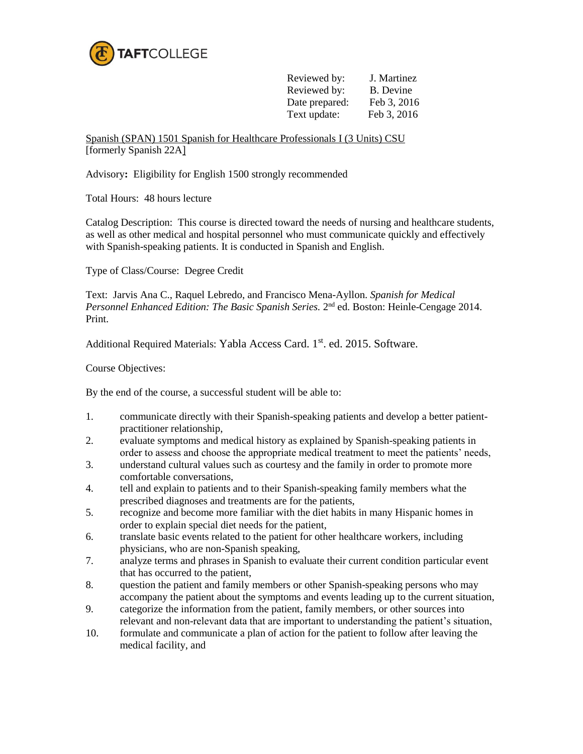TAFTCOLLEGE

| | |
|---|---|
| Reviewed by: | J. Martinez |
| Reviewed by: | B. Devine |
| Date prepared: | Feb 3, 2016 |
| Text update: | Feb 3, 2016 |

Spanish (SPAN) 1501 Spanish for Healthcare Professionals I (3 Units) CSU
[formerly Spanish 22A]

Advisory**:** Eligibility for English 1500 strongly recommended

Total Hours: 48 hours lecture

Catalog Description: This course is directed toward the needs of nursing and healthcare students, as well as other medical and hospital personnel who must communicate quickly and effectively with Spanish-speaking patients. It is conducted in Spanish and English.

Type of Class/Course: Degree Credit

Text: Jarvis Ana C., Raquel Lebredo, and Francisco Mena-Ayllon. *Spanish for Medical Personnel Enhanced Edition: The Basic Spanish Series.* 2nd ed. Boston: Heinle-Cengage 2014. Print.

Additional Required Materials: Yabla Access Card. 1st. ed. 2015. Software.

Course Objectives:

By the end of the course, a successful student will be able to:

1. communicate directly with their Spanish-speaking patients and develop a better patient-practitioner relationship,
2. evaluate symptoms and medical history as explained by Spanish-speaking patients in order to assess and choose the appropriate medical treatment to meet the patients' needs,
3. understand cultural values such as courtesy and the family in order to promote more comfortable conversations,
4. tell and explain to patients and to their Spanish-speaking family members what the prescribed diagnoses and treatments are for the patients,
5. recognize and become more familiar with the diet habits in many Hispanic homes in order to explain special diet needs for the patient,
6. translate basic events related to the patient for other healthcare workers, including physicians, who are non-Spanish speaking,
7. analyze terms and phrases in Spanish to evaluate their current condition particular event that has occurred to the patient,
8. question the patient and family members or other Spanish-speaking persons who may accompany the patient about the symptoms and events leading up to the current situation,
9. categorize the information from the patient, family members, or other sources into relevant and non-relevant data that are important to understanding the patient's situation,
10. formulate and communicate a plan of action for the patient to follow after leaving the medical facility, and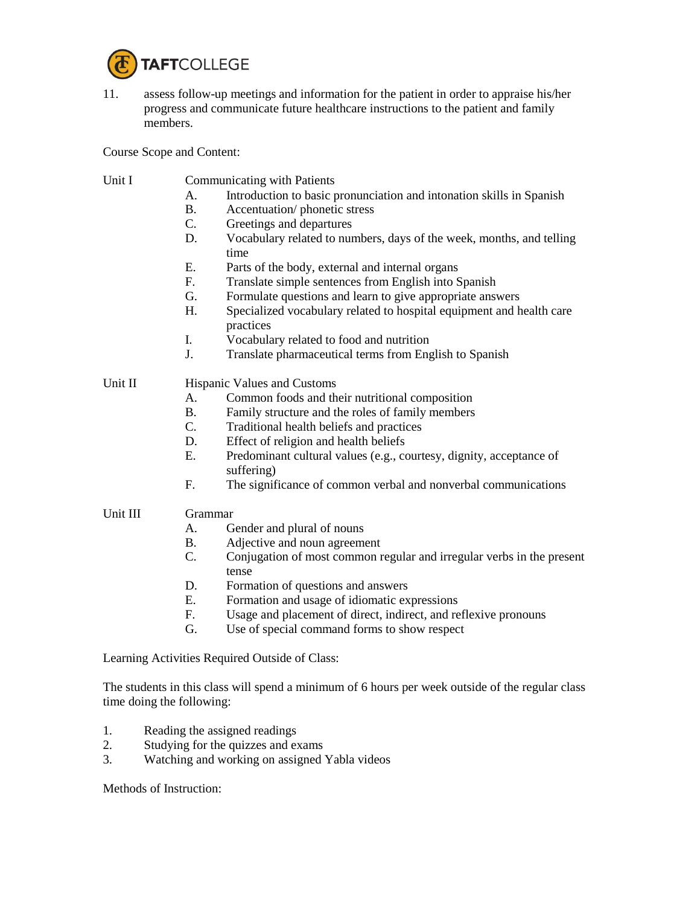11. assess follow-up meetings and information for the patient in order to appraise his/her progress and communicate future healthcare instructions to the patient and family members.

Course Scope and Content:

Unit I — Communicating with Patients

A. Introduction to basic pronunciation and intonation skills in Spanish
B. Accentuation/ phonetic stress
C. Greetings and departures
D. Vocabulary related to numbers, days of the week, months, and telling time
E. Parts of the body, external and internal organs
F. Translate simple sentences from English into Spanish
G. Formulate questions and learn to give appropriate answers
H. Specialized vocabulary related to hospital equipment and health care practices
I. Vocabulary related to food and nutrition
J. Translate pharmaceutical terms from English to Spanish

Unit II — Hispanic Values and Customs

A. Common foods and their nutritional composition
B. Family structure and the roles of family members
C. Traditional health beliefs and practices
D. Effect of religion and health beliefs
E. Predominant cultural values (e.g., courtesy, dignity, acceptance of suffering)
F. The significance of common verbal and nonverbal communications

Unit III — Grammar

A. Gender and plural of nouns
B. Adjective and noun agreement
C. Conjugation of most common regular and irregular verbs in the present tense
D. Formation of questions and answers
E. Formation and usage of idiomatic expressions
F. Usage and placement of direct, indirect, and reflexive pronouns
G. Use of special command forms to show respect

Learning Activities Required Outside of Class:

The students in this class will spend a minimum of 6 hours per week outside of the regular class time doing the following:

1. Reading the assigned readings
2. Studying for the quizzes and exams
3. Watching and working on assigned Yabla videos

Methods of Instruction: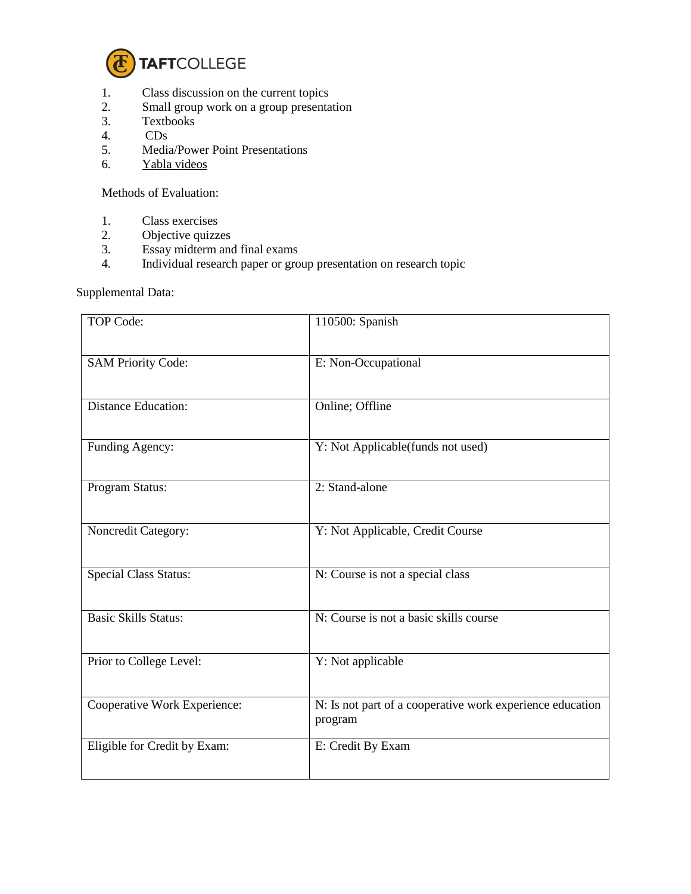1. Class discussion on the current topics
2. Small group work on a group presentation
3. Textbooks
4. CDs
5. Media/Power Point Presentations
6. Yabla videos

Methods of Evaluation:

1. Class exercises
2. Objective quizzes
3. Essay midterm and final exams
4. Individual research paper or group presentation on research topic

Supplemental Data:

| | |
|---|---|
| TOP Code: | 110500: Spanish |
| SAM Priority Code: | E: Non-Occupational |
| Distance Education: | Online; Offline |
| Funding Agency: | Y: Not Applicable(funds not used) |
| Program Status: | 2: Stand-alone |
| Noncredit Category: | Y: Not Applicable, Credit Course |
| Special Class Status: | N: Course is not a special class |
| Basic Skills Status: | N: Course is not a basic skills course |
| Prior to College Level: | Y: Not applicable |
| Cooperative Work Experience: | N: Is not part of a cooperative work experience education program |
| Eligible for Credit by Exam: | E: Credit By Exam |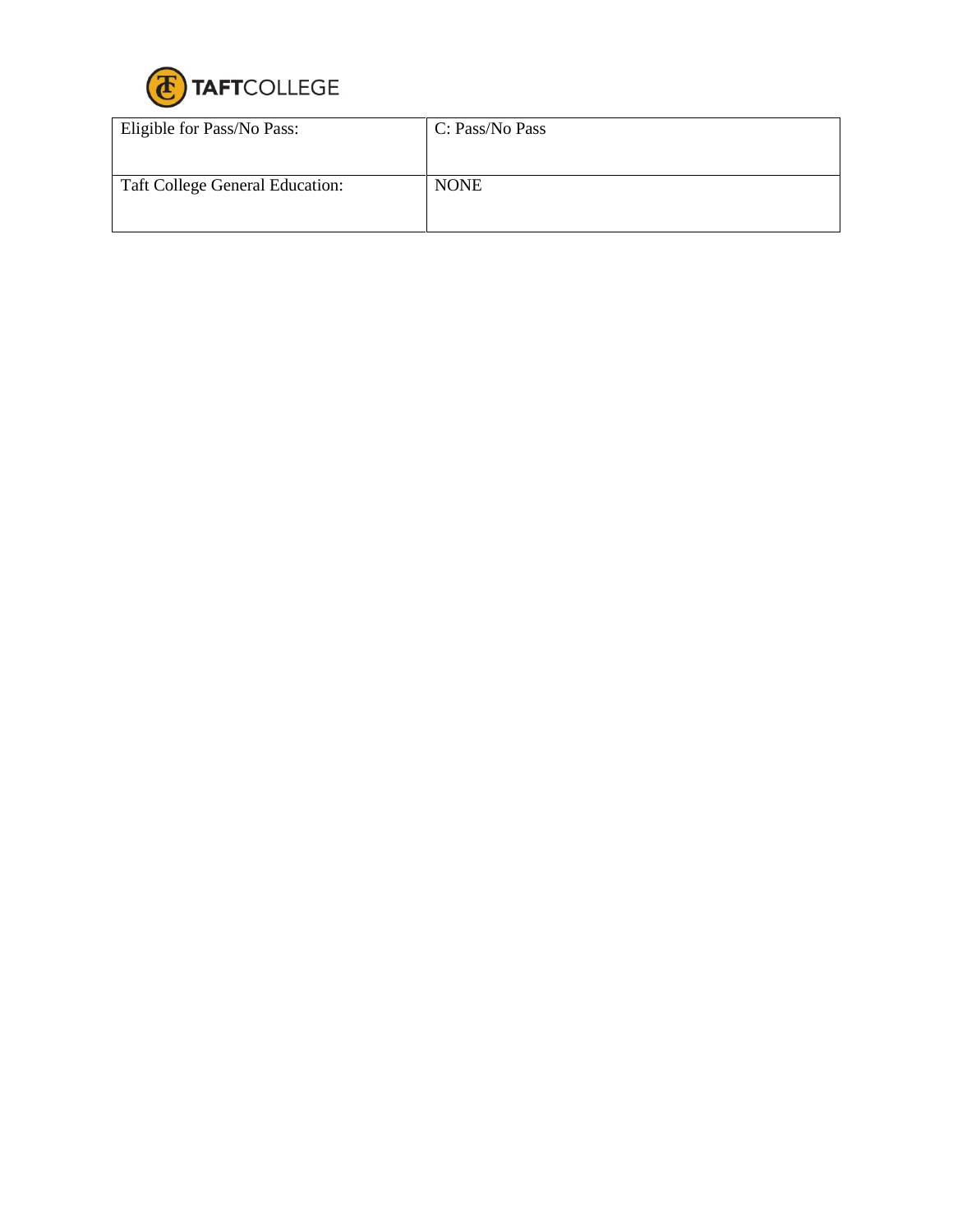| | |
|---|---|
| Eligible for Pass/No Pass: | C: Pass/No Pass |
| Taft College General Education: | NONE |